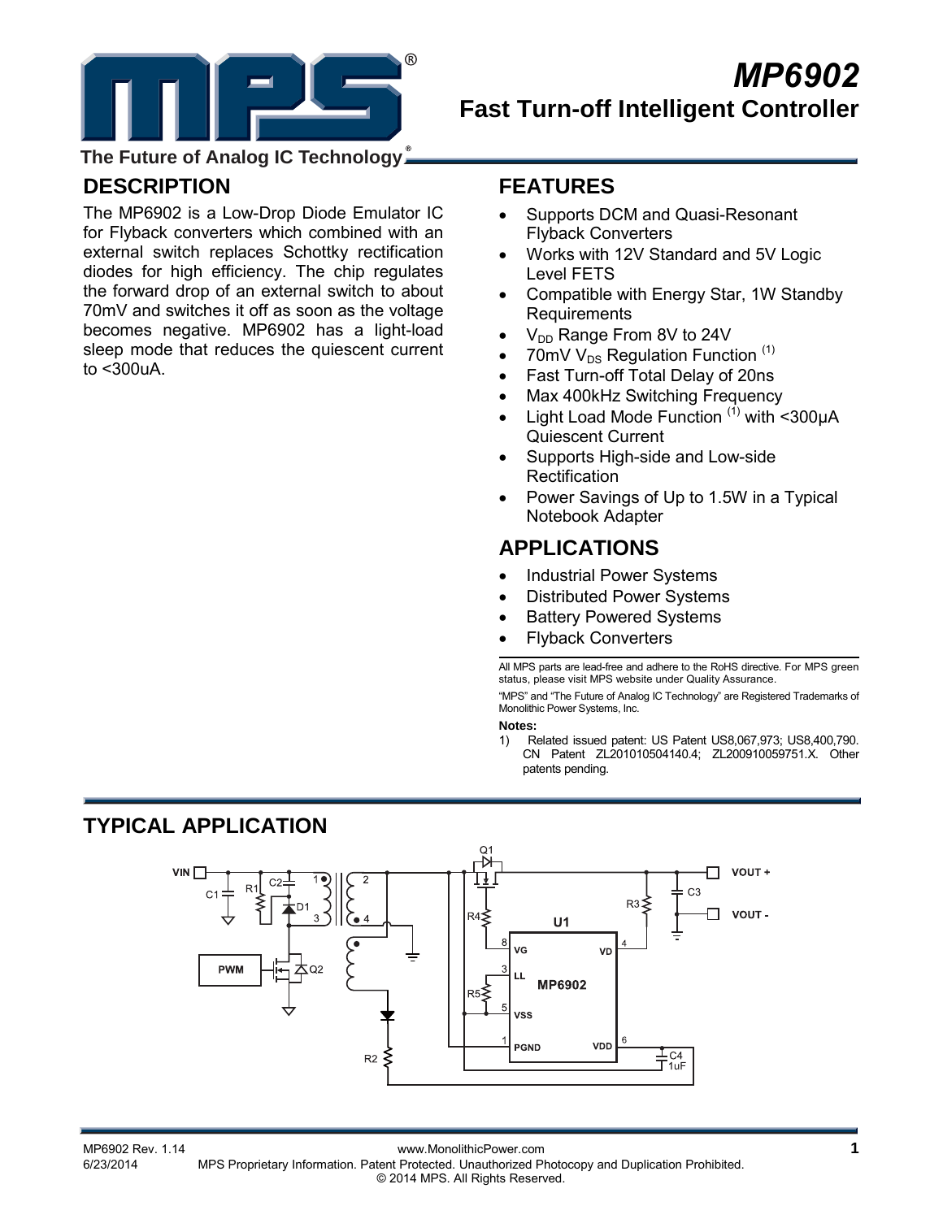# MP6902

## Fast Turn-off Intelligent Controller

The Future of Analog IC Technology®

## DESCRIPTION

The MP6902 is a Low-Drop Diode Emulator IC for Flyback converters which combined with an external switch replaces Schottky rectification diodes for high efficiency. The chip regulates the forward drop of an external switch to about 70mV and switches it off as soon as the voltage becomes negative. MP6902 has a light-load sleep mode that reduces the quiescent current to <300uA.

## FEATURES

- Supports DCM and Quasi-Resonant Flyback Converters
- Works with 12V Standard and 5V Logic Level FETS
- Compatible with Energy Star, 1W Standby Requirements
- $V_{DD}$ Range From 8V to 24V
- 70mV $V_{DS}$ Regulation Function (1)
- Fast Turn-off Total Delay of 20ns
- Max 400kHz Switching Frequency
- Light Load Mode Function (1) with <300μA Quiescent Current
- Supports High-side and Low-side Rectification
- Power Savings of Up to 1.5W in a Typical Notebook Adapter

## APPLICATIONS

- Industrial Power Systems
- Distributed Power Systems
- Battery Powered Systems
- Flyback Converters

All MPS parts are lead-free and adhere to the RoHS directive. For MPS green status, please visit MPS website under Quality Assurance.

"MPS" and "The Future of Analog IC Technology" are Registered Trademarks of Monolithic Power Systems, Inc.

**Notes:**

1) Related issued patent: US Patent US8,067,973; US8,400,790. CN Patent ZL201010504140.4; ZL200910059751.X. Other patents pending.

## TYPICAL APPLICATION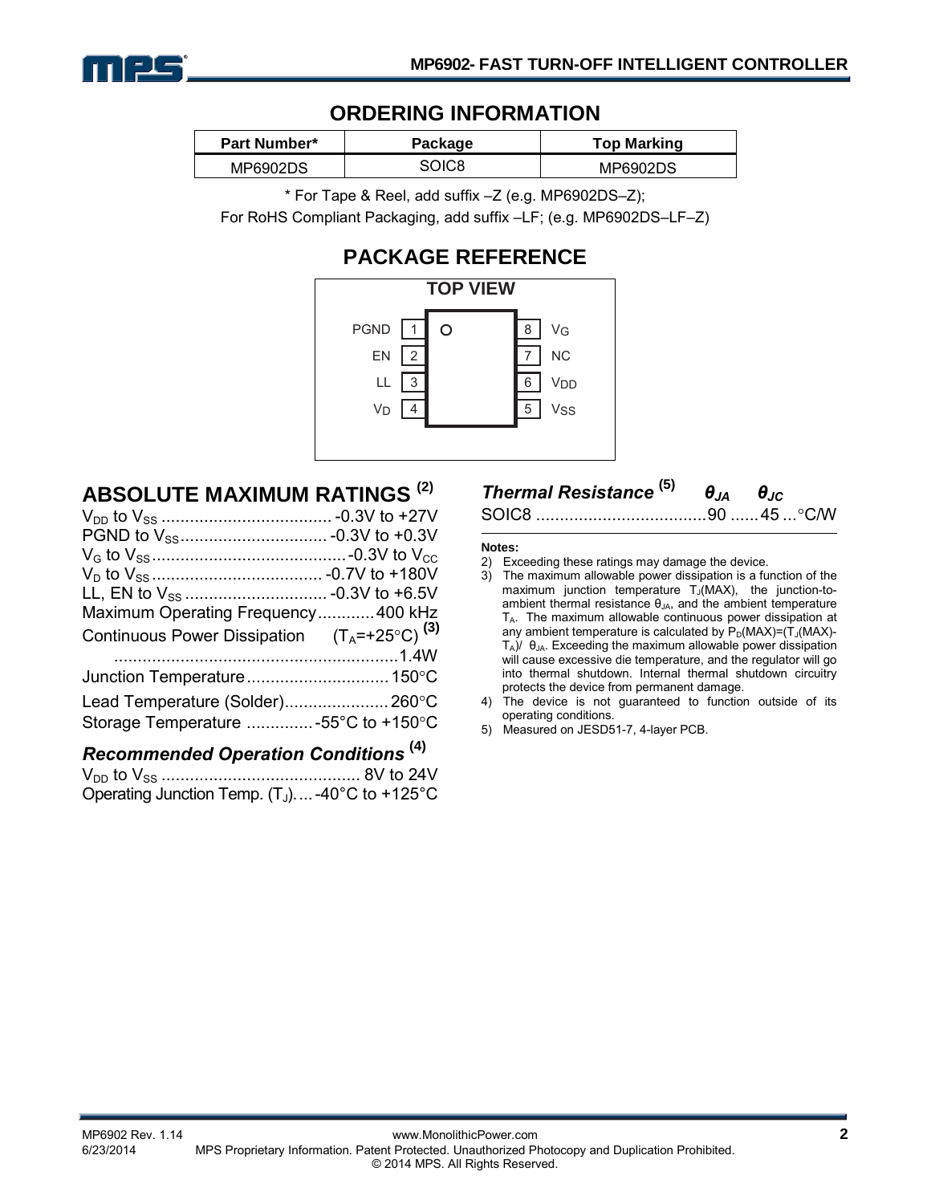## ORDERING INFORMATION

| Part Number* | Package | Top Marking |
|---|---|---|
| MP6902DS | SOIC8 | MP6902DS |

\* For Tape & Reel, add suffix –Z (e.g. MP6902DS–Z);

For RoHS Compliant Packaging, add suffix –LF; (e.g. MP6902DS–LF–Z)

## PACKAGE REFERENCE

**TOP VIEW**

| Pin Name | Pin | | Pin | Pin Name |
|---|---|---|---|---|
| PGND | 1 | | 8 | $V_G$ |
| EN | 2 | | 7 | NC |
| LL | 3 | | 6 | $V_{DD}$ |
| $V_D$ | 4 | | 5 | $V_{SS}$ |

## ABSOLUTE MAXIMUM RATINGS [2]

$V_{DD}$ to $V_{SS}$ .................................... -0.3V to +27V
PGND to $V_{SS}$ ............................... -0.3V to +0.3V
$V_G$ to $V_{SS}$ ......................................... -0.3V to $V_{CC}$
$V_D$ to $V_{SS}$ .................................... -0.7V to +180V
LL, EN to $V_{SS}$ .............................. -0.3V to +6.5V
Maximum Operating Frequency............ 400 kHz
Continuous Power Dissipation ($T_A$=+25°C) [3]
............................................................1.4W
Junction Temperature .............................. 150°C
Lead Temperature (Solder)...................... 260°C
Storage Temperature .............. -55°C to +150°C

### *Recommended Operation Conditions* [4]

$V_{DD}$ to $V_{SS}$ .......................................... 8V to 24V
Operating Junction Temp. ($T_J$)..... -40°C to +125°C

### *Thermal Resistance* [5] $\theta_{JA}$ $\theta_{JC}$

SOIC8 .................................... 90 ...... 45 ... °C/W

**Notes:**

2) Exceeding these ratings may damage the device.
3) The maximum allowable power dissipation is a function of the maximum junction temperature $T_J$(MAX), the junction-to-ambient thermal resistance $\theta_{JA}$, and the ambient temperature $T_A$. The maximum allowable continuous power dissipation at any ambient temperature is calculated by $P_D(MAX)=(T_J(MAX)-T_A)/\theta_{JA}$. Exceeding the maximum allowable power dissipation will cause excessive die temperature, and the regulator will go into thermal shutdown. Internal thermal shutdown circuitry protects the device from permanent damage.
4) The device is not guaranteed to function outside of its operating conditions.
5) Measured on JESD51-7, 4-layer PCB.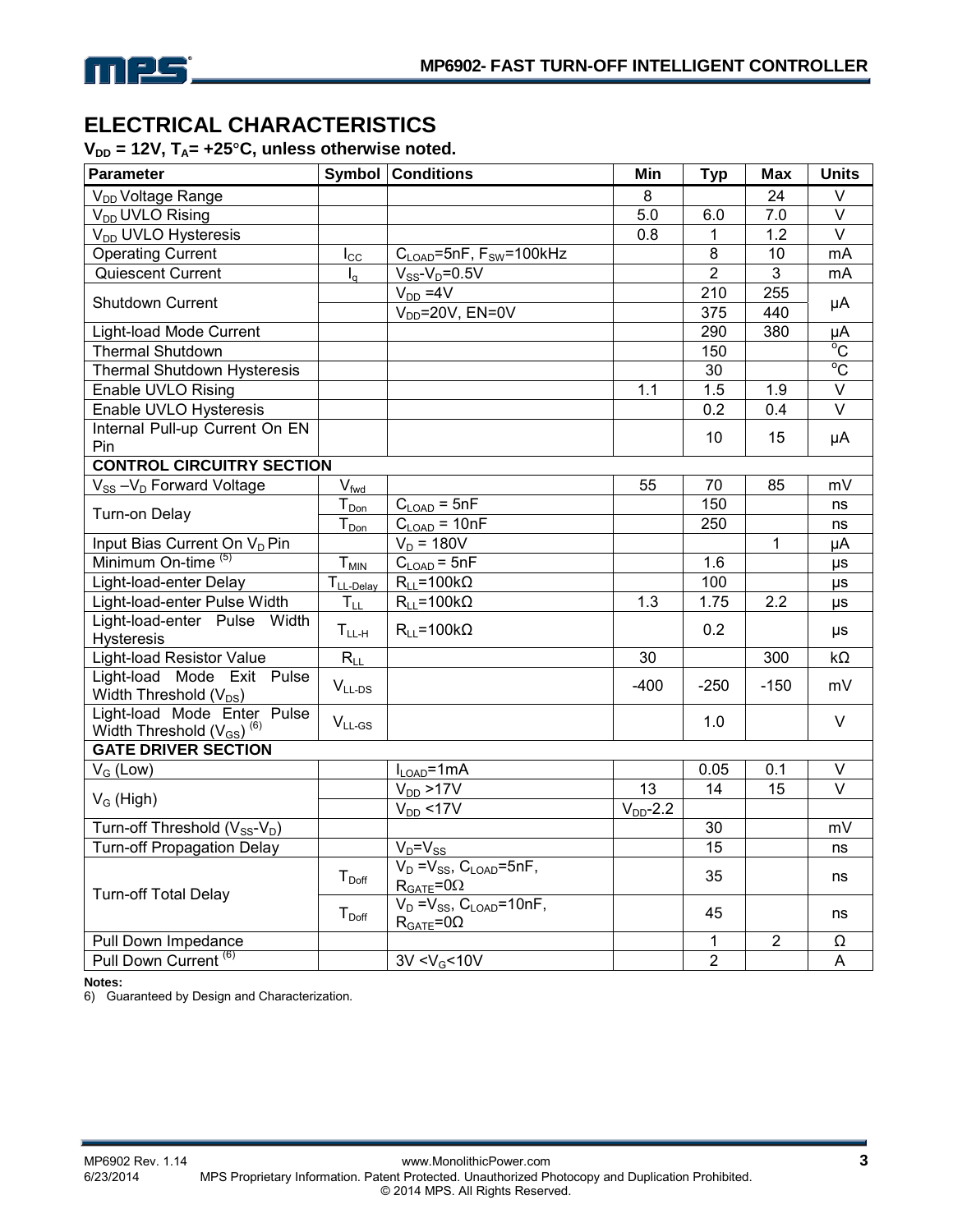## ELECTRICAL CHARACTERISTICS

**$V_{DD}$ = 12V, $T_A$= +25°C, unless otherwise noted.**

| Parameter | Symbol | Conditions | Min | Typ | Max | Units |
|---|---|---|---|---|---|---|
| $V_{DD}$ Voltage Range | | | 8 | | 24 | V |
| $V_{DD}$ UVLO Rising | | | 5.0 | 6.0 | 7.0 | V |
| $V_{DD}$ UVLO Hysteresis | | | 0.8 | 1 | 1.2 | V |
| Operating Current | $I_{CC}$ | $C_{LOAD}$=5nF, $F_{SW}$=100kHz | | 8 | 10 | mA |
| Quiescent Current | $I_q$ | $V_{SS}$-$V_D$=0.5V | | 2 | 3 | mA |
| Shutdown Current | | $V_{DD}$ =4V | | 210 | 255 | μA |
| | | $V_{DD}$=20V, EN=0V | | 375 | 440 | μA |
| Light-load Mode Current | | | | 290 | 380 | μA |
| Thermal Shutdown | | | | 150 | | °C |
| Thermal Shutdown Hysteresis | | | | 30 | | °C |
| Enable UVLO Rising | | | 1.1 | 1.5 | 1.9 | V |
| Enable UVLO Hysteresis | | | | 0.2 | 0.4 | V |
| Internal Pull-up Current On EN Pin | | | | 10 | 15 | μA |
| **CONTROL CIRCUITRY SECTION** | | | | | | |
| $V_{SS}$ –$V_D$ Forward Voltage | $V_{fwd}$ | | 55 | 70 | 85 | mV |
| Turn-on Delay | $T_{Don}$ | $C_{LOAD}$ = 5nF | | 150 | | ns |
| | $T_{Don}$ | $C_{LOAD}$ = 10nF | | 250 | | ns |
| Input Bias Current On $V_D$ Pin | | $V_D$ = 180V | | | 1 | μA |
| Minimum On-time (5) | $T_{MIN}$ | $C_{LOAD}$ = 5nF | | 1.6 | | μs |
| Light-load-enter Delay | $T_{LL\text{-}Delay}$ | $R_{LL}$=100kΩ | | 100 | | μs |
| Light-load-enter Pulse Width | $T_{LL}$ | $R_{LL}$=100kΩ | 1.3 | 1.75 | 2.2 | μs |
| Light-load-enter Pulse Width Hysteresis | $T_{LL\text{-}H}$ | $R_{LL}$=100kΩ | | 0.2 | | μs |
| Light-load Resistor Value | $R_{LL}$ | | 30 | | 300 | kΩ |
| Light-load Mode Exit Pulse Width Threshold ($V_{DS}$) | $V_{LL\text{-}DS}$ | | -400 | -250 | -150 | mV |
| Light-load Mode Enter Pulse Width Threshold ($V_{GS}$) (6) | $V_{LL\text{-}GS}$ | | | 1.0 | | V |
| **GATE DRIVER SECTION** | | | | | | |
| $V_G$ (Low) | | $I_{LOAD}$=1mA | | 0.05 | 0.1 | V |
| $V_G$ (High) | | $V_{DD}$ >17V | 13 | 14 | 15 | V |
| | | $V_{DD}$ <17V | $V_{DD}$-2.2 | | | |
| Turn-off Threshold ($V_{SS}$-$V_D$) | | | | 30 | | mV |
| Turn-off Propagation Delay | | $V_D$=$V_{SS}$ | | 15 | | ns |
| Turn-off Total Delay | $T_{Doff}$ | $V_D$ =$V_{SS}$, $C_{LOAD}$=5nF, $R_{GATE}$=0Ω | | 35 | | ns |
| | $T_{Doff}$ | $V_D$ =$V_{SS}$, $C_{LOAD}$=10nF, $R_{GATE}$=0Ω | | 45 | | ns |
| Pull Down Impedance | | | | 1 | 2 | Ω |
| Pull Down Current (6) | | 3V <$V_G$<10V | | 2 | | A |

**Notes:**

6) Guaranteed by Design and Characterization.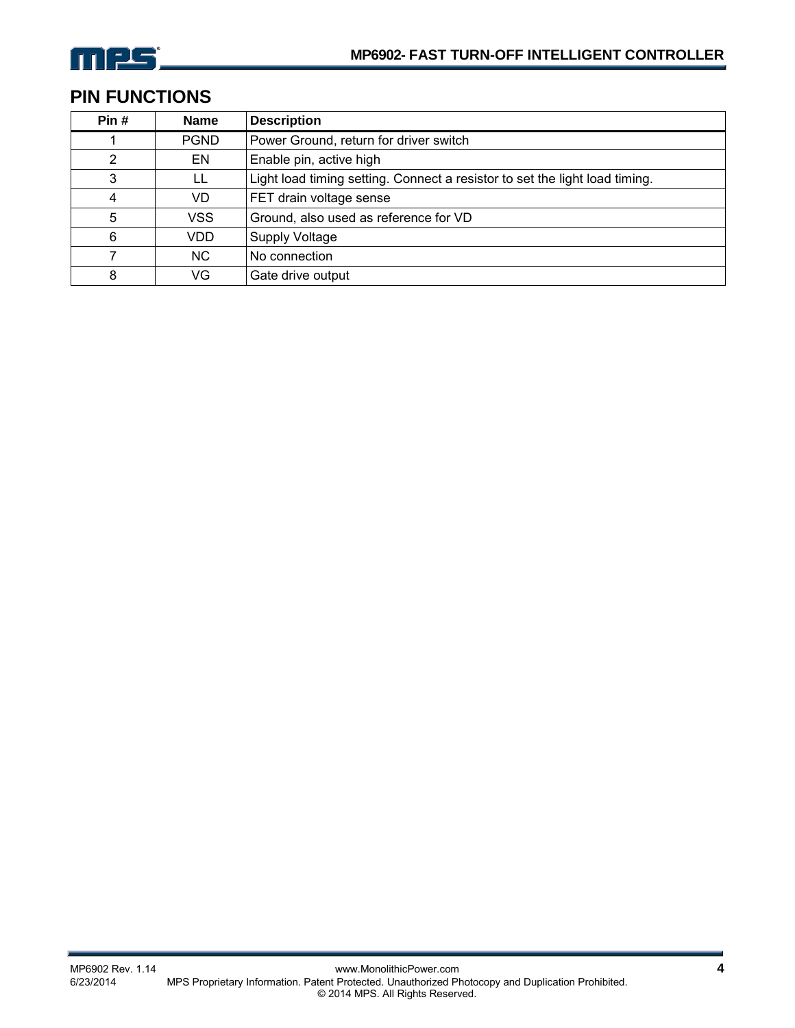## PIN FUNCTIONS

| Pin # | Name | Description |
|---|---|---|
| 1 | PGND | Power Ground, return for driver switch |
| 2 | EN | Enable pin, active high |
| 3 | LL | Light load timing setting. Connect a resistor to set the light load timing. |
| 4 | VD | FET drain voltage sense |
| 5 | VSS | Ground, also used as reference for VD |
| 6 | VDD | Supply Voltage |
| 7 | NC | No connection |
| 8 | VG | Gate drive output |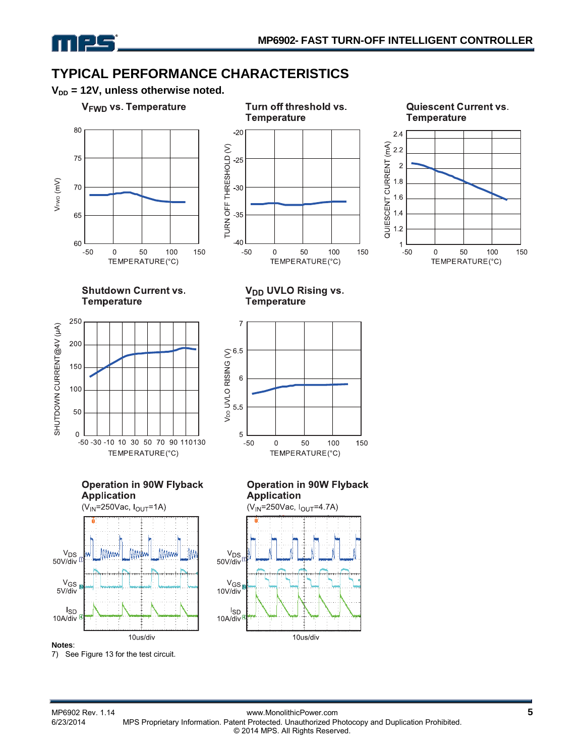## TYPICAL PERFORMANCE CHARACTERISTICS

**$V_{DD}$ = 12V, unless otherwise noted.**

**$V_{FWD}$ vs. Temperature**

**Turn off threshold vs. Temperature**

**Quiescent Current vs. Temperature**

**Shutdown Current vs. Temperature**

**$V_{DD}$ UVLO Rising vs. Temperature**

**Operation in 90W Flyback Application**

($V_{IN}$=250Vac, $I_{OUT}$=1A)

**Operation in 90W Flyback Application**

($V_{IN}$=250Vac, $I_{OUT}$=4.7A)

**Notes**:

7) See Figure 13 for the test circuit.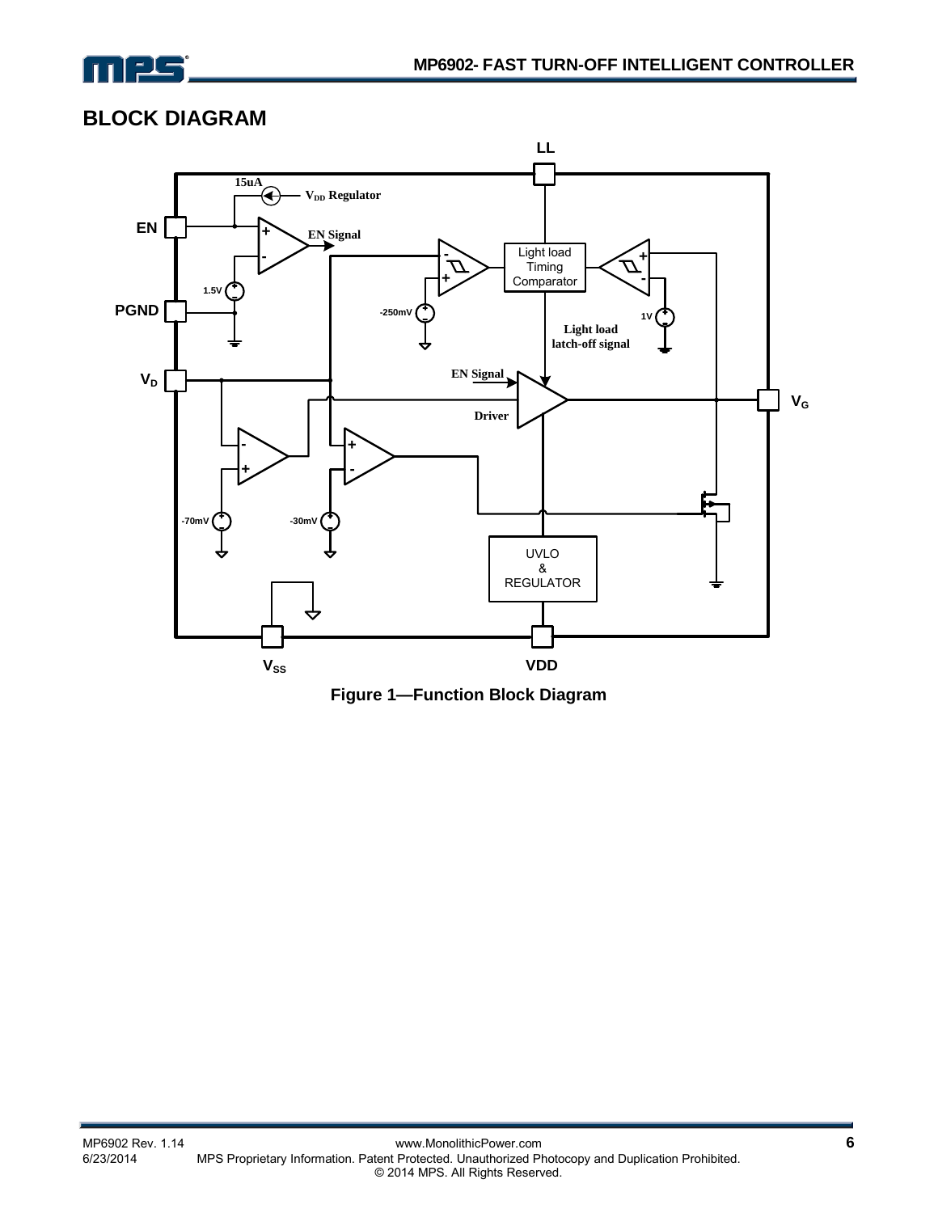## BLOCK DIAGRAM

Figure 1—Function Block Diagram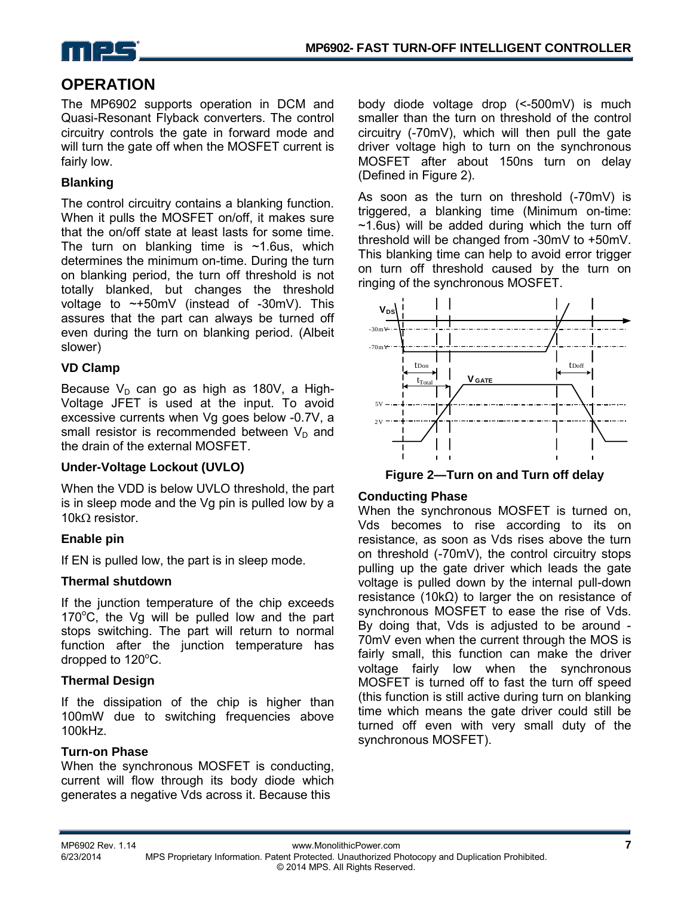## OPERATION

The MP6902 supports operation in DCM and Quasi-Resonant Flyback converters. The control circuitry controls the gate in forward mode and will turn the gate off when the MOSFET current is fairly low.

### Blanking

The control circuitry contains a blanking function. When it pulls the MOSFET on/off, it makes sure that the on/off state at least lasts for some time. The turn on blanking time is ~1.6us, which determines the minimum on-time. During the turn on blanking period, the turn off threshold is not totally blanked, but changes the threshold voltage to ~+50mV (instead of -30mV). This assures that the part can always be turned off even during the turn on blanking period. (Albeit slower)

### VD Clamp

Because $V_D$ can go as high as 180V, a High-Voltage JFET is used at the input. To avoid excessive currents when Vg goes below -0.7V, a small resistor is recommended between $V_D$ and the drain of the external MOSFET.

### Under-Voltage Lockout (UVLO)

When the VDD is below UVLO threshold, the part is in sleep mode and the Vg pin is pulled low by a 10kΩ resistor.

### Enable pin

If EN is pulled low, the part is in sleep mode.

### Thermal shutdown

If the junction temperature of the chip exceeds 170°C, the Vg will be pulled low and the part stops switching. The part will return to normal function after the junction temperature has dropped to 120°C.

### Thermal Design

If the dissipation of the chip is higher than 100mW due to switching frequencies above 100kHz.

### Turn-on Phase

When the synchronous MOSFET is conducting, current will flow through its body diode which generates a negative Vds across it. Because this body diode voltage drop (<-500mV) is much smaller than the turn on threshold of the control circuitry (-70mV), which will then pull the gate driver voltage high to turn on the synchronous MOSFET after about 150ns turn on delay (Defined in Figure 2).

As soon as the turn on threshold (-70mV) is triggered, a blanking time (Minimum on-time: ~1.6us) will be added during which the turn off threshold will be changed from -30mV to +50mV. This blanking time can help to avoid error trigger on turn off threshold caused by the turn on ringing of the synchronous MOSFET.

**Figure 2—Turn on and Turn off delay**

### Conducting Phase

When the synchronous MOSFET is turned on, Vds becomes to rise according to its on resistance, as soon as Vds rises above the turn on threshold (-70mV), the control circuitry stops pulling up the gate driver which leads the gate voltage is pulled down by the internal pull-down resistance (10kΩ) to larger the on resistance of synchronous MOSFET to ease the rise of Vds. By doing that, Vds is adjusted to be around -70mV even when the current through the MOS is fairly small, this function can make the driver voltage fairly low when the synchronous MOSFET is turned off to fast the turn off speed (this function is still active during turn on blanking time which means the gate driver could still be turned off even with very small duty of the synchronous MOSFET).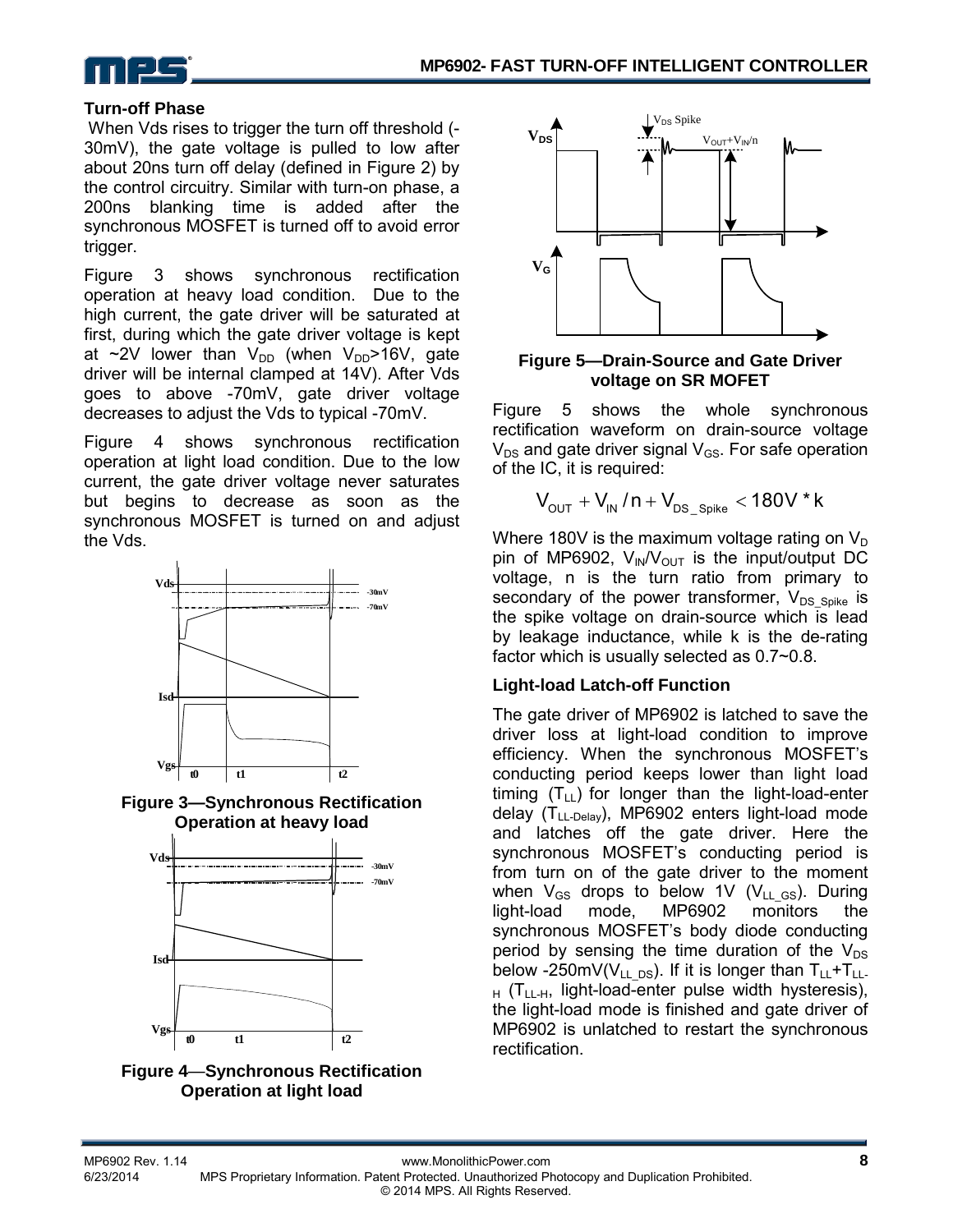### Turn-off Phase

When Vds rises to trigger the turn off threshold (-30mV), the gate voltage is pulled to low after about 20ns turn off delay (defined in Figure 2) by the control circuitry. Similar with turn-on phase, a 200ns blanking time is added after the synchronous MOSFET is turned off to avoid error trigger.

Figure 3 shows synchronous rectification operation at heavy load condition. Due to the high current, the gate driver will be saturated at first, during which the gate driver voltage is kept at ~2V lower than $V_{DD}$ (when $V_{DD}$>16V, gate driver will be internal clamped at 14V). After Vds goes to above -70mV, gate driver voltage decreases to adjust the Vds to typical -70mV.

Figure 4 shows synchronous rectification operation at light load condition. Due to the low current, the gate driver voltage never saturates but begins to decrease as soon as the synchronous MOSFET is turned on and adjust the Vds.

**Figure 3—Synchronous Rectification Operation at heavy load**

**Figure 4—Synchronous Rectification Operation at light load**

**Figure 5—Drain-Source and Gate Driver voltage on SR MOFET**

Figure 5 shows the whole synchronous rectification waveform on drain-source voltage $V_{DS}$ and gate driver signal $V_{GS}$. For safe operation of the IC, it is required:

$$V_{OUT} + V_{IN} / n + V_{DS\_Spike} < 180V * k$$

Where 180V is the maximum voltage rating on $V_D$ pin of MP6902, $V_{IN}$/$V_{OUT}$ is the input/output DC voltage, n is the turn ratio from primary to secondary of the power transformer, $V_{DS\_Spike}$ is the spike voltage on drain-source which is lead by leakage inductance, while k is the de-rating factor which is usually selected as 0.7~0.8.

### Light-load Latch-off Function

The gate driver of MP6902 is latched to save the driver loss at light-load condition to improve efficiency. When the synchronous MOSFET's conducting period keeps lower than light load timing ($T_{LL}$) for longer than the light-load-enter delay ($T_{LL\text{-}Delay}$), MP6902 enters light-load mode and latches off the gate driver. Here the synchronous MOSFET's conducting period is from turn on of the gate driver to the moment when $V_{GS}$ drops to below 1V ($V_{LL\_GS}$). During light-load mode, MP6902 monitors the synchronous MOSFET's body diode conducting period by sensing the time duration of the $V_{DS}$ below -250mV($V_{LL\_DS}$). If it is longer than $T_{LL}$+$T_{LL\text{-}H}$ ($T_{LL\text{-}H}$, light-load-enter pulse width hysteresis), the light-load mode is finished and gate driver of MP6902 is unlatched to restart the synchronous rectification.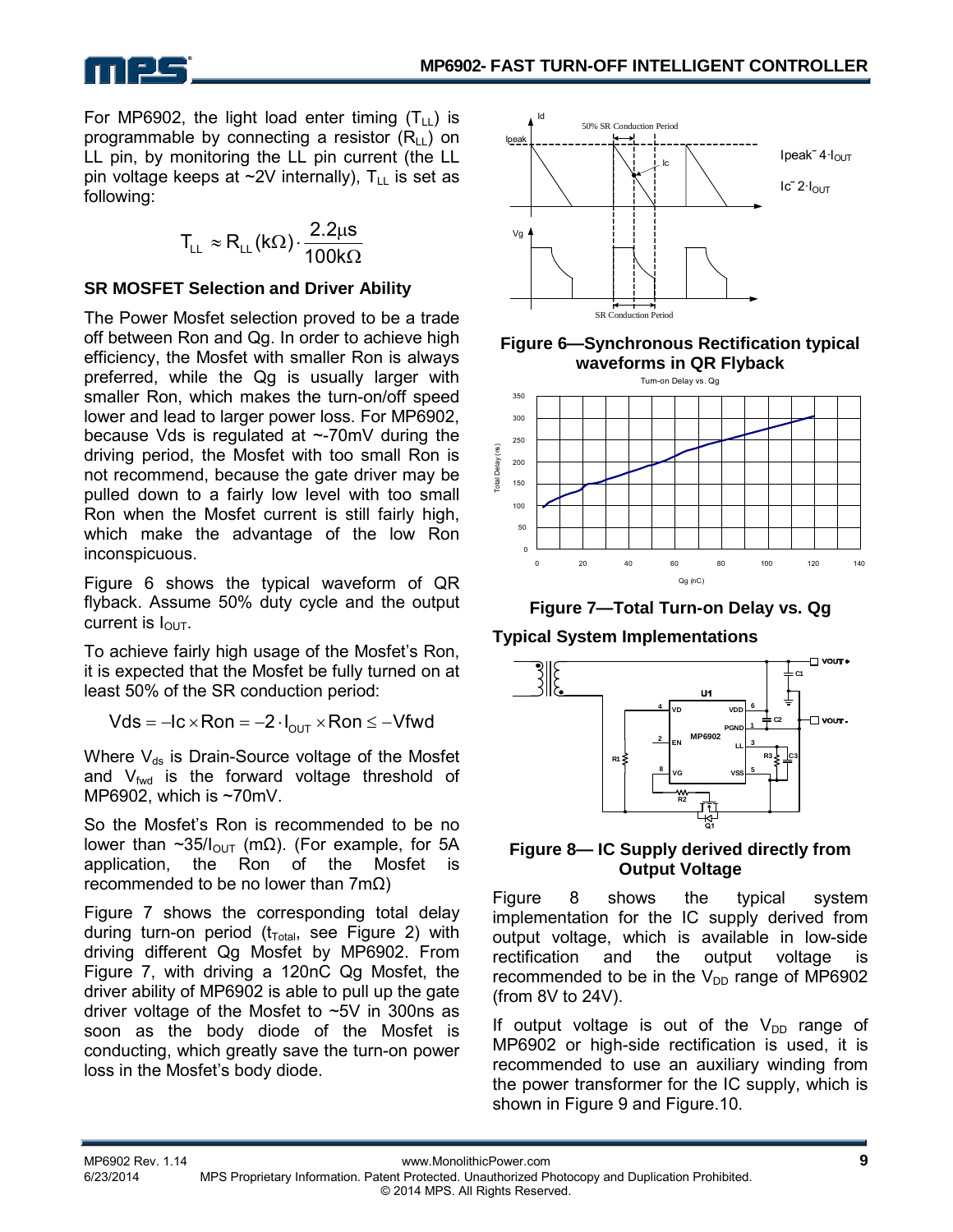For MP6902, the light load enter timing ($T_{LL}$) is programmable by connecting a resistor ($R_{LL}$) on LL pin, by monitoring the LL pin current (the LL pin voltage keeps at ~2V internally), $T_{LL}$ is set as following:

$$T_{LL} \approx R_{LL}(k\Omega) \cdot \frac{2.2\mu s}{100k\Omega}$$

### SR MOSFET Selection and Driver Ability

The Power Mosfet selection proved to be a trade off between Ron and Qg. In order to achieve high efficiency, the Mosfet with smaller Ron is always preferred, while the Qg is usually larger with smaller Ron, which makes the turn-on/off speed lower and lead to larger power loss. For MP6902, because Vds is regulated at ~-70mV during the driving period, the Mosfet with too small Ron is not recommend, because the gate driver may be pulled down to a fairly low level with too small Ron when the Mosfet current is still fairly high, which make the advantage of the low Ron inconspicuous.

Figure 6 shows the typical waveform of QR flyback. Assume 50% duty cycle and the output current is $I_{OUT}$.

To achieve fairly high usage of the Mosfet's Ron, it is expected that the Mosfet be fully turned on at least 50% of the SR conduction period:

$$Vds = -Ic \times Ron = -2 \cdot I_{OUT} \times Ron \leq -Vfwd$$

Where $V_{ds}$ is Drain-Source voltage of the Mosfet and $V_{fwd}$ is the forward voltage threshold of MP6902, which is ~70mV.

So the Mosfet's Ron is recommended to be no lower than ~35/$I_{OUT}$ (mΩ). (For example, for 5A application, the Ron of the Mosfet is recommended to be no lower than 7mΩ)

Figure 7 shows the corresponding total delay during turn-on period ($t_{Total}$, see Figure 2) with driving different Qg Mosfet by MP6902. From Figure 7, with driving a 120nC Qg Mosfet, the driver ability of MP6902 is able to pull up the gate driver voltage of the Mosfet to ~5V in 300ns as soon as the body diode of the Mosfet is conducting, which greatly save the turn-on power loss in the Mosfet's body diode.

**Figure 6—Synchronous Rectification typical waveforms in QR Flyback**

**Figure 7—Total Turn-on Delay vs. Qg**

### Typical System Implementations

**Figure 8— IC Supply derived directly from Output Voltage**

Figure 8 shows the typical system implementation for the IC supply derived from output voltage, which is available in low-side rectification and the output voltage is recommended to be in the $V_{DD}$ range of MP6902 (from 8V to 24V).

If output voltage is out of the $V_{DD}$ range of MP6902 or high-side rectification is used, it is recommended to use an auxiliary winding from the power transformer for the IC supply, which is shown in Figure 9 and Figure.10.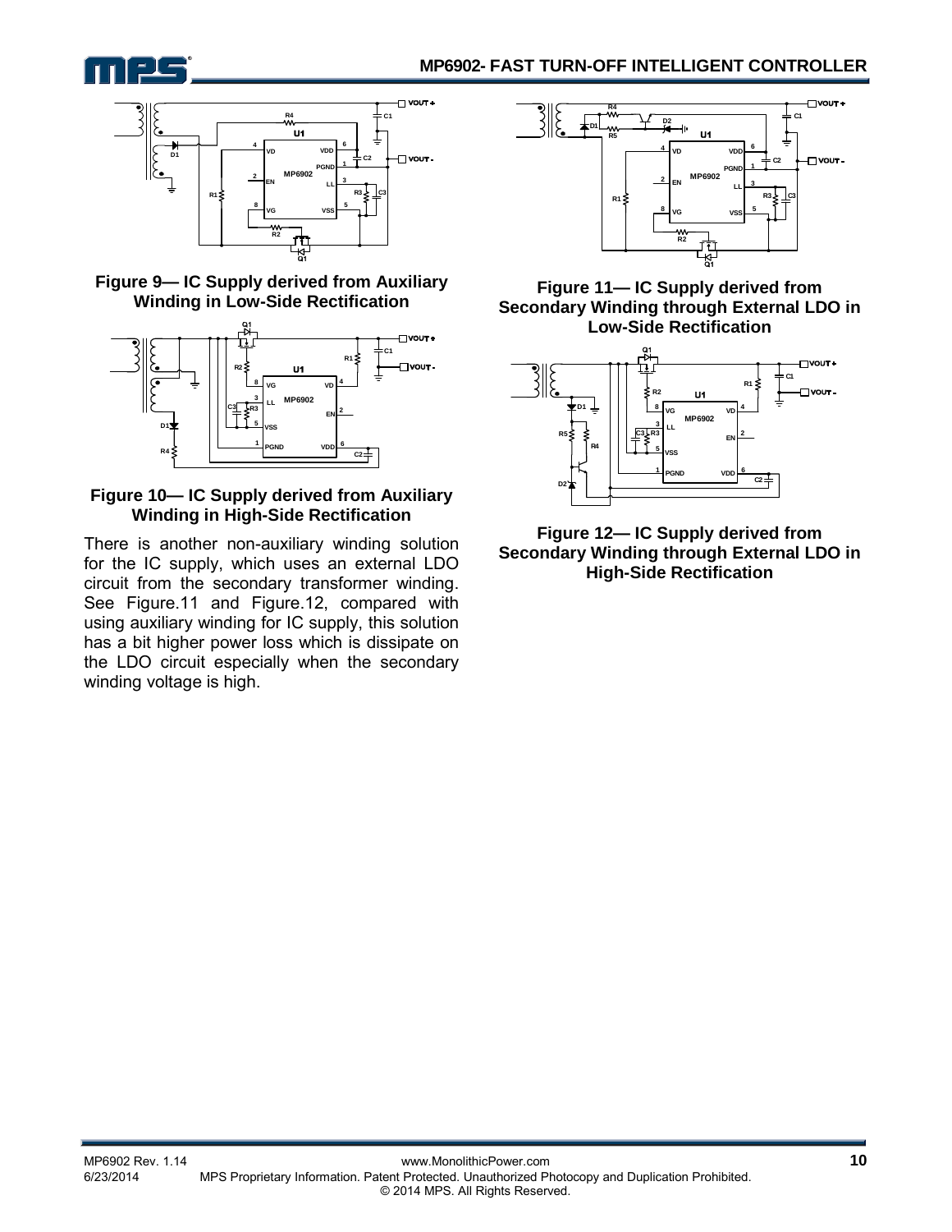**Figure 9— IC Supply derived from Auxiliary Winding in Low-Side Rectification**

**Figure 10— IC Supply derived from Auxiliary Winding in High-Side Rectification**

There is another non-auxiliary winding solution for the IC supply, which uses an external LDO circuit from the secondary transformer winding. See Figure.11 and Figure.12, compared with using auxiliary winding for IC supply, this solution has a bit higher power loss which is dissipate on the LDO circuit especially when the secondary winding voltage is high.

**Figure 11— IC Supply derived from Secondary Winding through External LDO in Low-Side Rectification**

**Figure 12— IC Supply derived from Secondary Winding through External LDO in High-Side Rectification**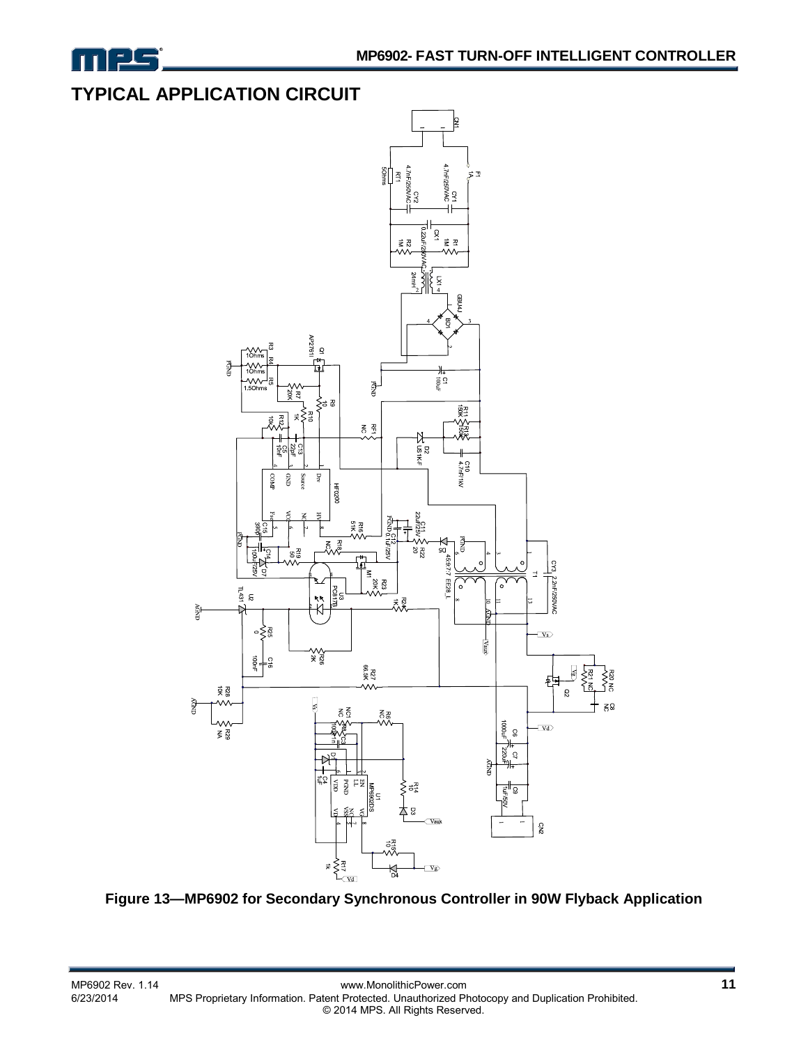## TYPICAL APPLICATION CIRCUIT

**Figure 13—MP6902 for Secondary Synchronous Controller in 90W Flyback Application**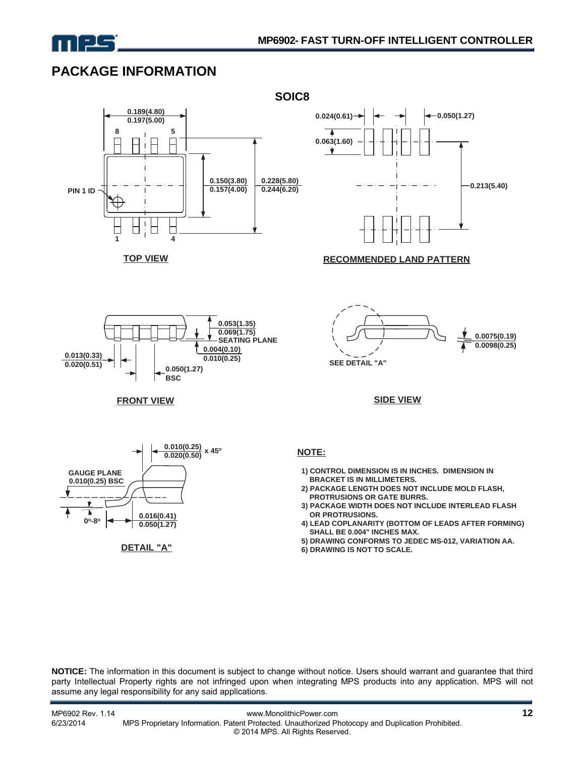# PACKAGE INFORMATION

## SOIC8

0.189(4.80)
0.197(5.00)

8 5

PIN 1 ID

0.150(3.80)
0.157(4.00)

0.228(5.80)
0.244(6.20)

1 4

**TOP VIEW**

0.024(0.61)

0.050(1.27)

0.063(1.60)

0.213(5.40)

**RECOMMENDED LAND PATTERN**

0.053(1.35)
0.069(1.75)
SEATING PLANE

0.004(0.10)
0.010(0.25)

0.013(0.33)
0.020(0.51)

0.050(1.27)
BSC

**FRONT VIEW**

0.0075(0.19)
0.0098(0.25)

SEE DETAIL "A"

**SIDE VIEW**

0.010(0.25)
0.020(0.50) x 45°

GAUGE PLANE
0.010(0.25) BSC

0°-8°

0.016(0.41)
0.050(1.27)

**DETAIL "A"**

**NOTE:**

1) CONTROL DIMENSION IS IN INCHES. DIMENSION IN BRACKET IS IN MILLIMETERS.
2) PACKAGE LENGTH DOES NOT INCLUDE MOLD FLASH, PROTRUSIONS OR GATE BURRS.
3) PACKAGE WIDTH DOES NOT INCLUDE INTERLEAD FLASH OR PROTRUSIONS.
4) LEAD COPLANARITY (BOTTOM OF LEADS AFTER FORMING) SHALL BE 0.004" INCHES MAX.
5) DRAWING CONFORMS TO JEDEC MS-012, VARIATION AA.
6) DRAWING IS NOT TO SCALE.

**NOTICE:** The information in this document is subject to change without notice. Users should warrant and guarantee that third party Intellectual Property rights are not infringed upon when integrating MPS products into any application. MPS will not assume any legal responsibility for any said applications.